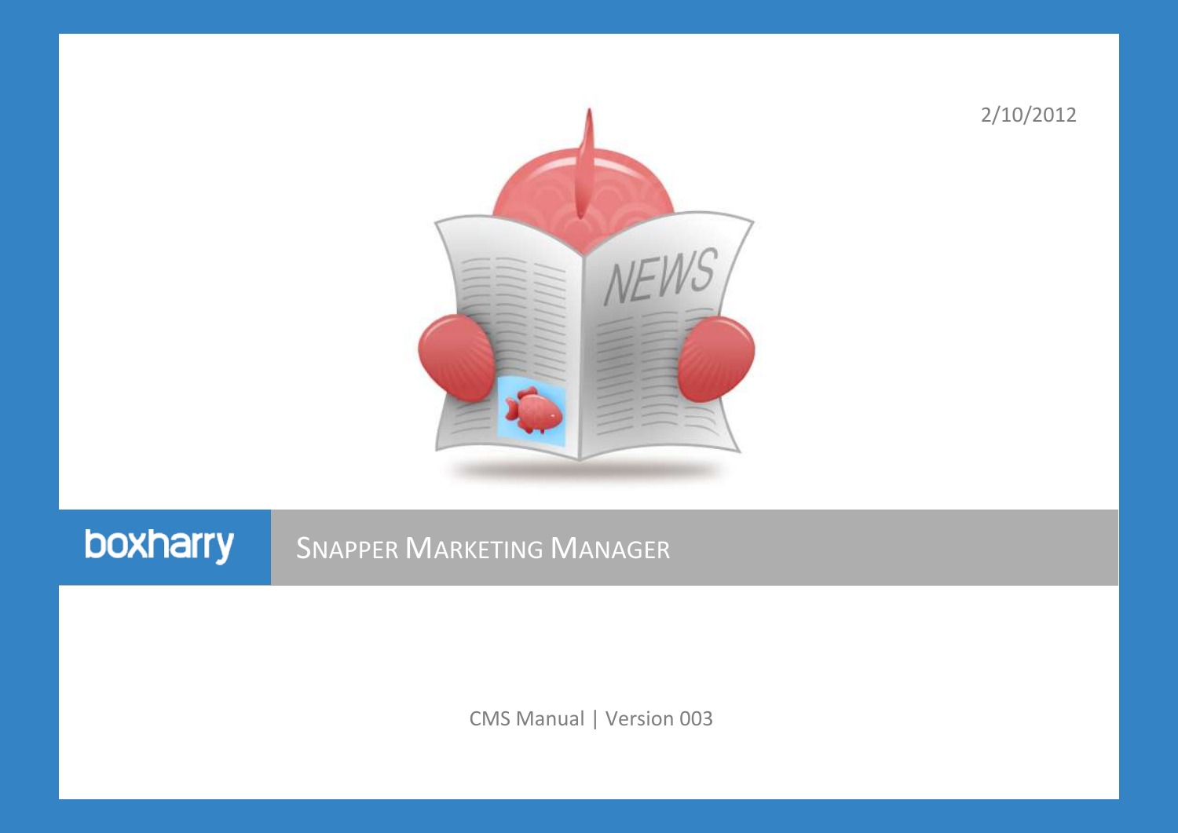2/10/2012

boxharry

# Snapper Marketing Manager

CMS Manual | Version 003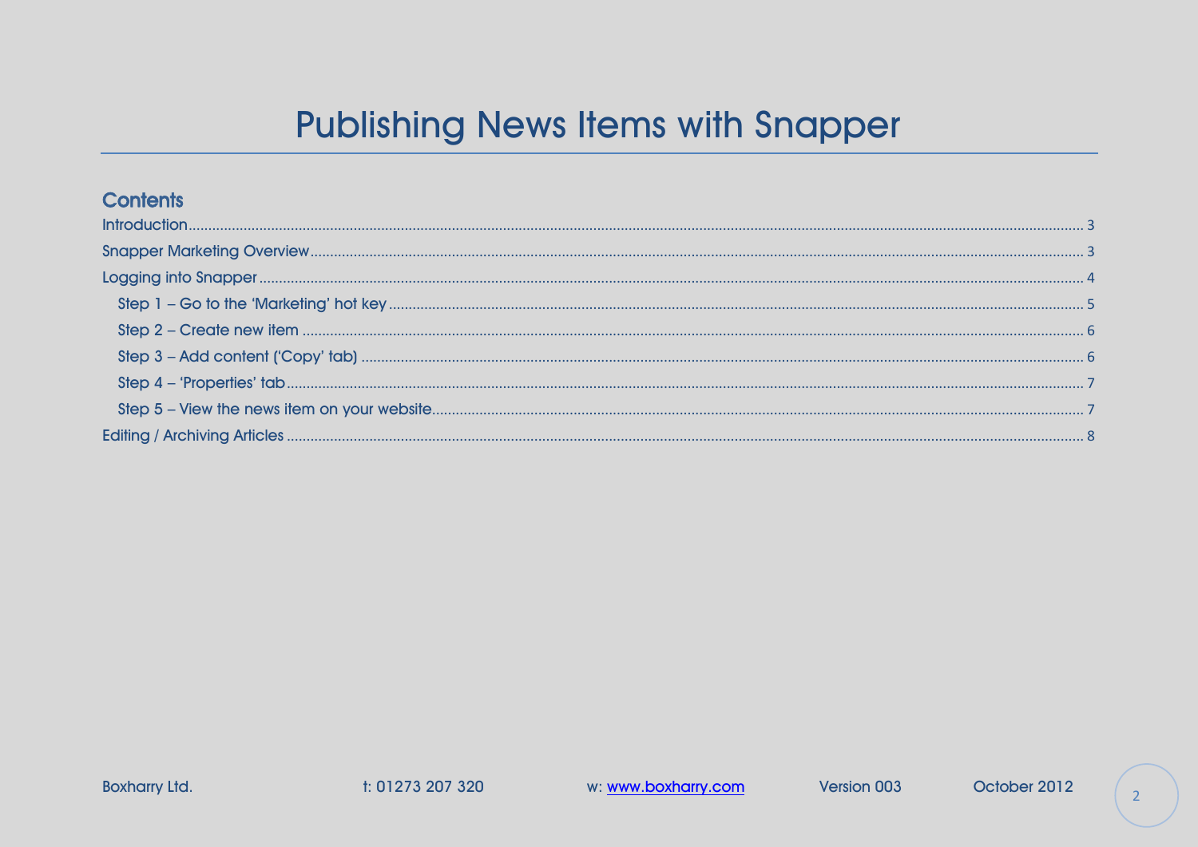# Publishing News Items with Snapper

## Contents

- Introduction ... 3
- Snapper Marketing Overview ... 3
- Logging into Snapper ... 4
  - Step 1 – Go to the 'Marketing' hot key ... 5
  - Step 2 – Create new item ... 6
  - Step 3 – Add content ('Copy' tab) ... 6
  - Step 4 – 'Properties' tab ... 7
  - Step 5 – View the news item on your website ... 7
- Editing / Archiving Articles ... 8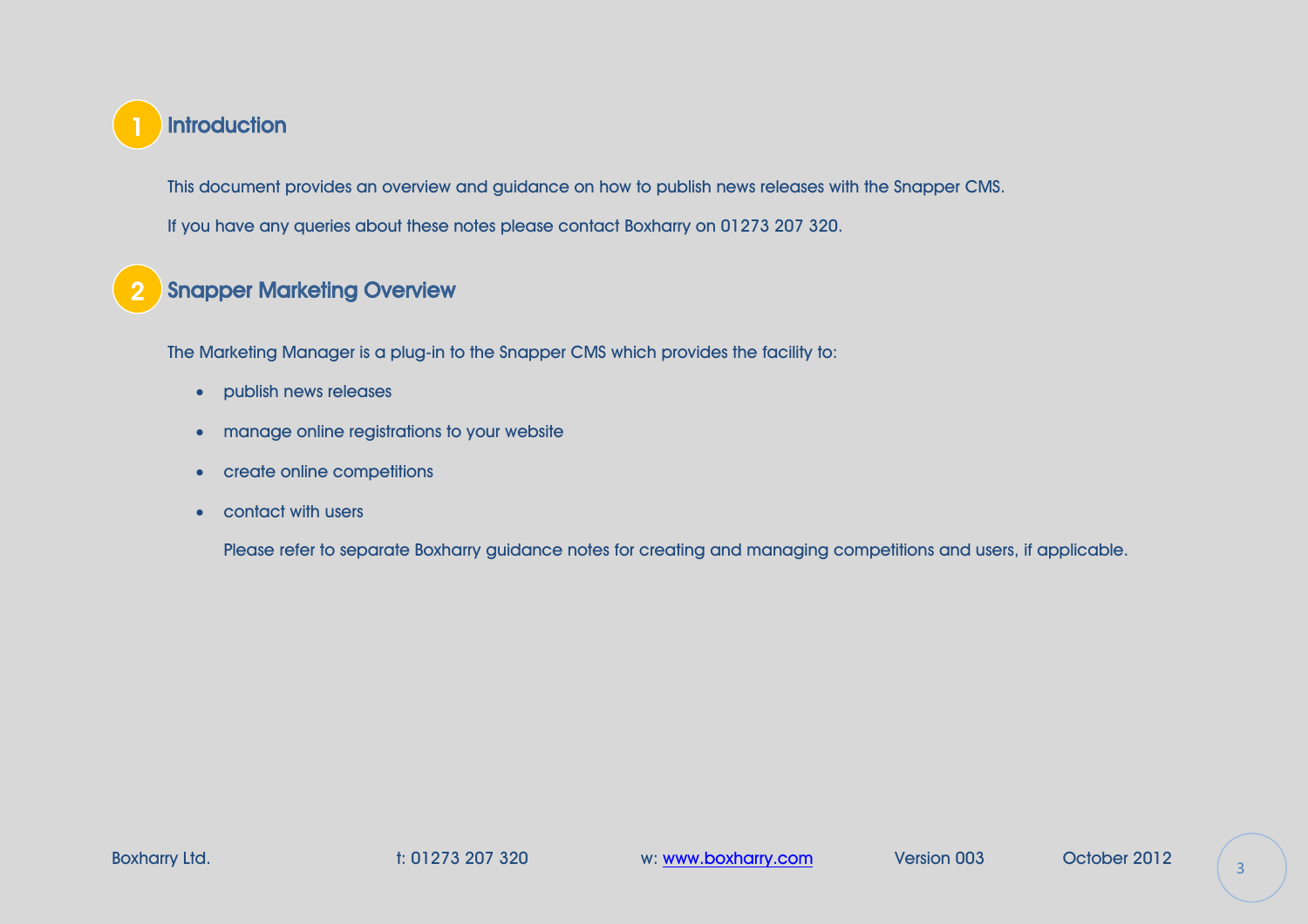# 1 Introduction

This document provides an overview and guidance on how to publish news releases with the Snapper CMS.

If you have any queries about these notes please contact Boxharry on 01273 207 320.

# 2 Snapper Marketing Overview

The Marketing Manager is a plug-in to the Snapper CMS which provides the facility to:

- publish news releases
- manage online registrations to your website
- create online competitions
- contact with users

  Please refer to separate Boxharry guidance notes for creating and managing competitions and users, if applicable.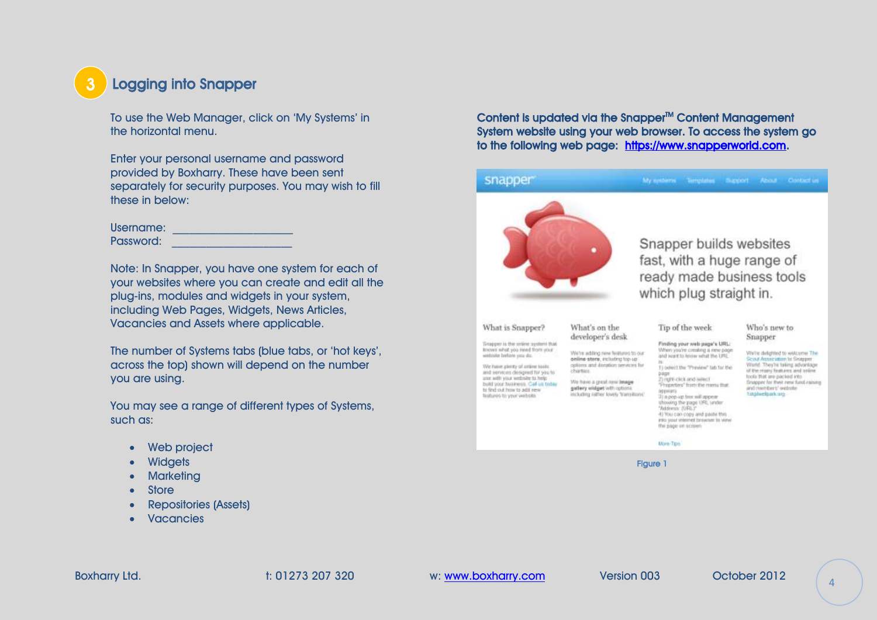# 3 Logging into Snapper

To use the Web Manager, click on 'My Systems' in the horizontal menu.

Enter your personal username and password provided by Boxharry. These have been sent separately for security purposes. You may wish to fill these in below:

Username: ____________________
Password: ____________________

Note: In Snapper, you have one system for each of your websites where you can create and edit all the plug-ins, modules and widgets in your system, including Web Pages, Widgets, News Articles, Vacancies and Assets where applicable.

The number of Systems tabs (blue tabs, or 'hot keys', across the top) shown will depend on the number you are using.

You may see a range of different types of Systems, such as:

- Web project
- Widgets
- Marketing
- Store
- Repositories (Assets)
- Vacancies

**Content is updated via the Snapper™ Content Management System website using your web browser. To access the system go to the following web page: https://www.snapperworld.com.**

Figure 1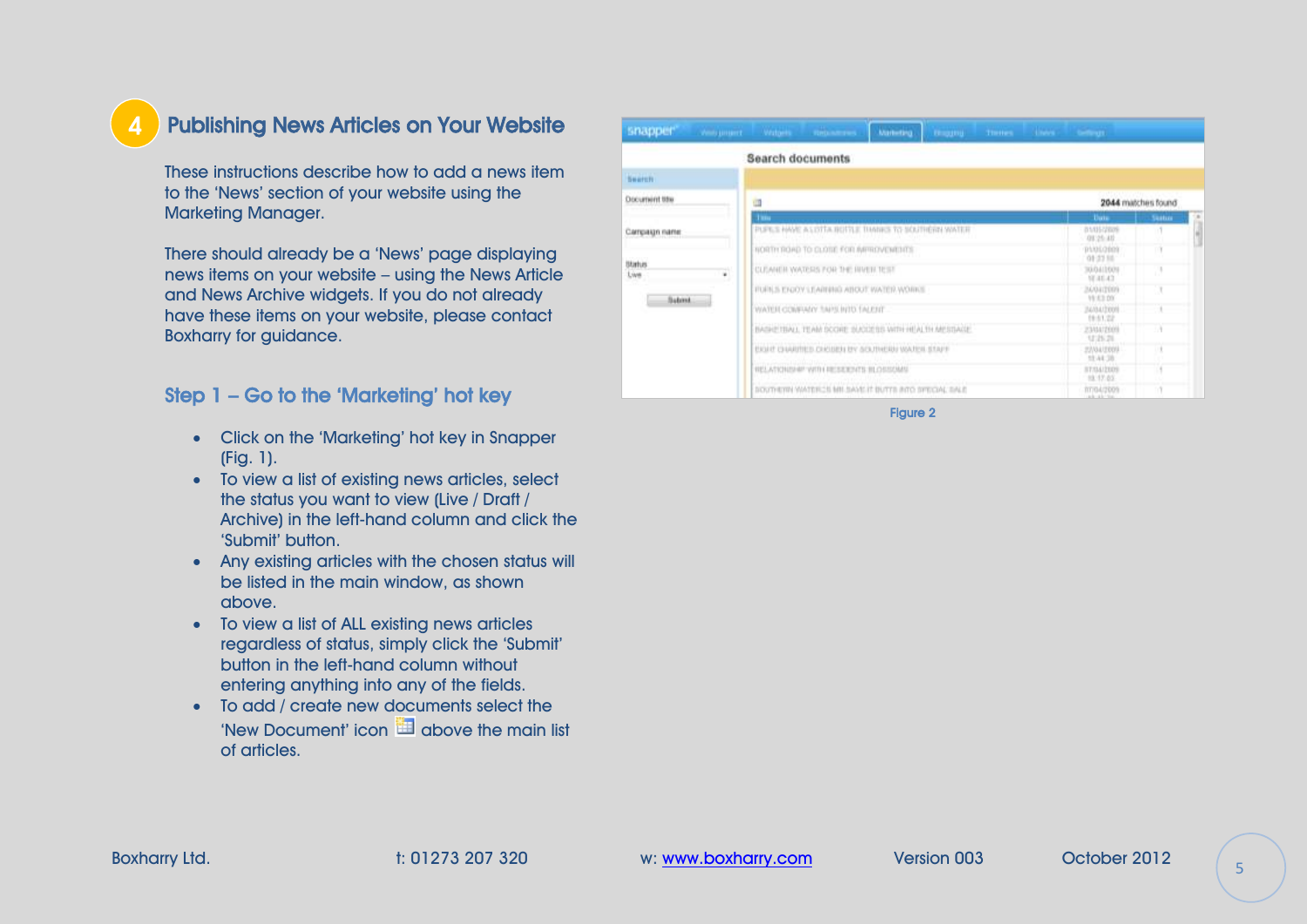## 4 Publishing News Articles on Your Website

These instructions describe how to add a news item to the 'News' section of your website using the Marketing Manager.

There should already be a 'News' page displaying news items on your website – using the News Article and News Archive widgets. If you do not already have these items on your website, please contact Boxharry for guidance.

### Step 1 – Go to the 'Marketing' hot key

- Click on the 'Marketing' hot key in Snapper (Fig. 1).
- To view a list of existing news articles, select the status you want to view (Live / Draft / Archive) in the left-hand column and click the 'Submit' button.
- Any existing articles with the chosen status will be listed in the main window, as shown above.
- To view a list of ALL existing news articles regardless of status, simply click the 'Submit' button in the left-hand column without entering anything into any of the fields.
- To add / create new documents select the 'New Document' icon above the main list of articles.

Figure 2

Boxharry Ltd. t: 01273 207 320 w: www.boxharry.com Version 003 October 2012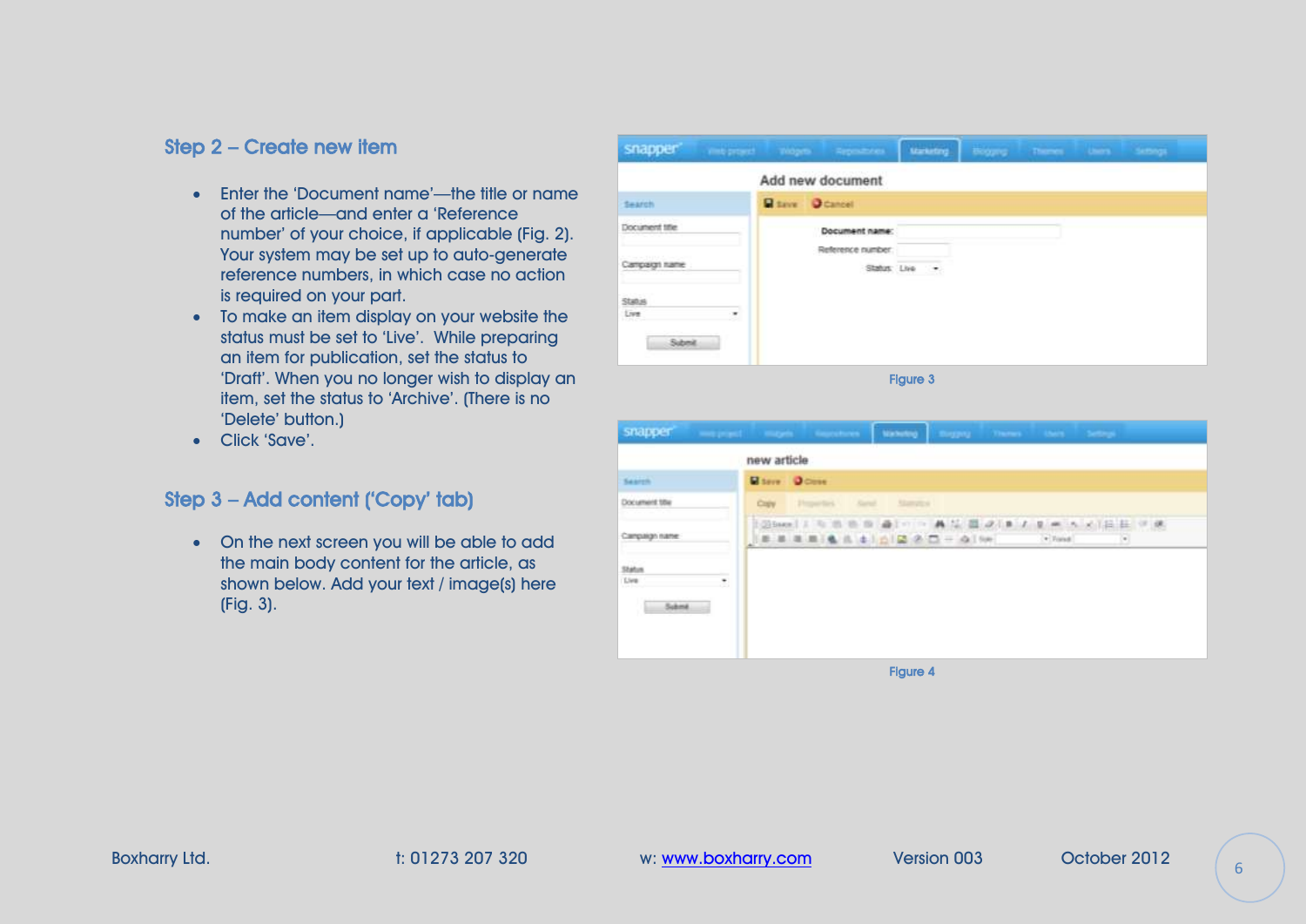## Step 2 – Create new item

- Enter the 'Document name'—the title or name of the article—and enter a 'Reference number' of your choice, if applicable (Fig. 2). Your system may be set up to auto-generate reference numbers, in which case no action is required on your part.
- To make an item display on your website the status must be set to 'Live'. While preparing an item for publication, set the status to 'Draft'. When you no longer wish to display an item, set the status to 'Archive'. (There is no 'Delete' button.)
- Click 'Save'.

## Step 3 – Add content ('Copy' tab)

- On the next screen you will be able to add the main body content for the article, as shown below. Add your text / image(s) here (Fig. 3).

Figure 3

Figure 4

Boxharry Ltd. t: 01273 207 320 w: www.boxharry.com Version 003 October 2012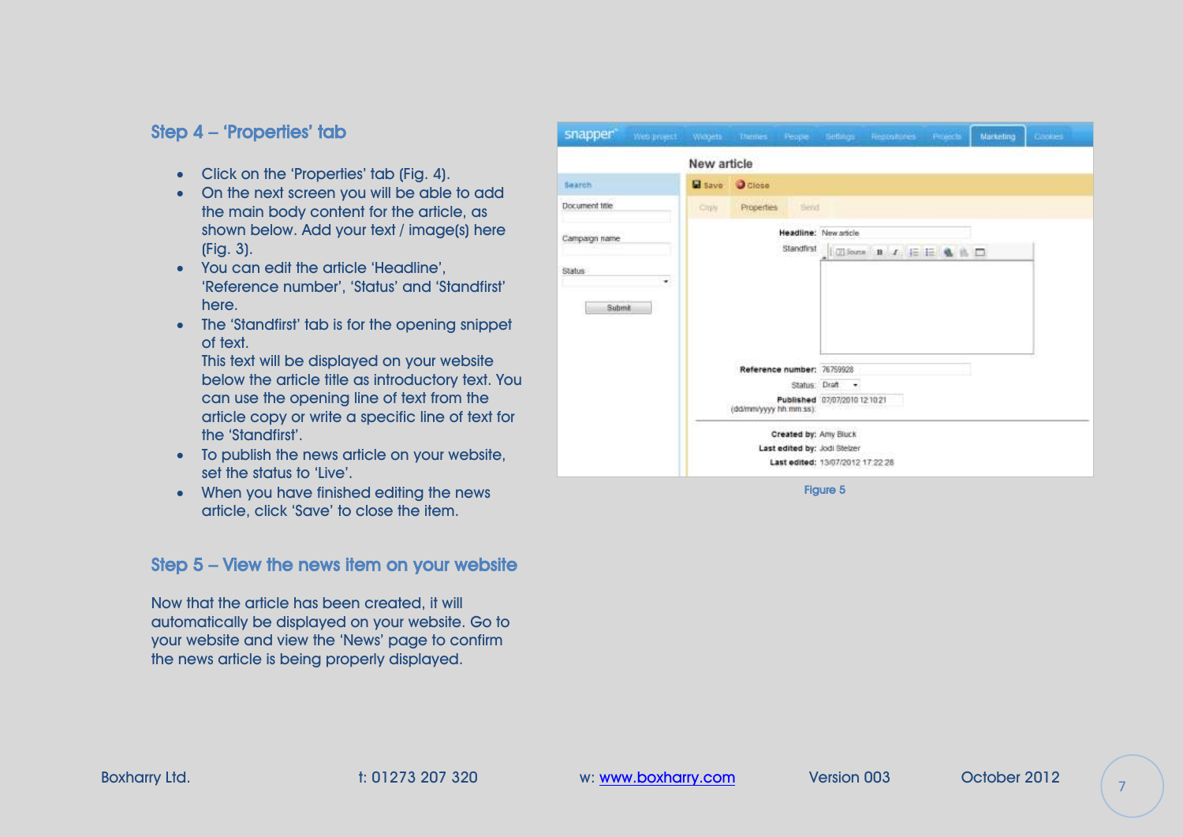## Step 4 – 'Properties' tab

- Click on the 'Properties' tab (Fig. 4).
- On the next screen you will be able to add the main body content for the article, as shown below. Add your text / image(s) here (Fig. 3).
- You can edit the article 'Headline', 'Reference number', 'Status' and 'Standfirst' here.
- The 'Standfirst' tab is for the opening snippet of text.
  This text will be displayed on your website below the article title as introductory text. You can use the opening line of text from the article copy or write a specific line of text for the 'Standfirst'.
- To publish the news article on your website, set the status to 'Live'.
- When you have finished editing the news article, click 'Save' to close the item.

Figure 5

## Step 5 – View the news item on your website

Now that the article has been created, it will automatically be displayed on your website. Go to your website and view the 'News' page to confirm the news article is being properly displayed.

Boxharry Ltd. t: 01273 207 320 w: www.boxharry.com Version 003 October 2012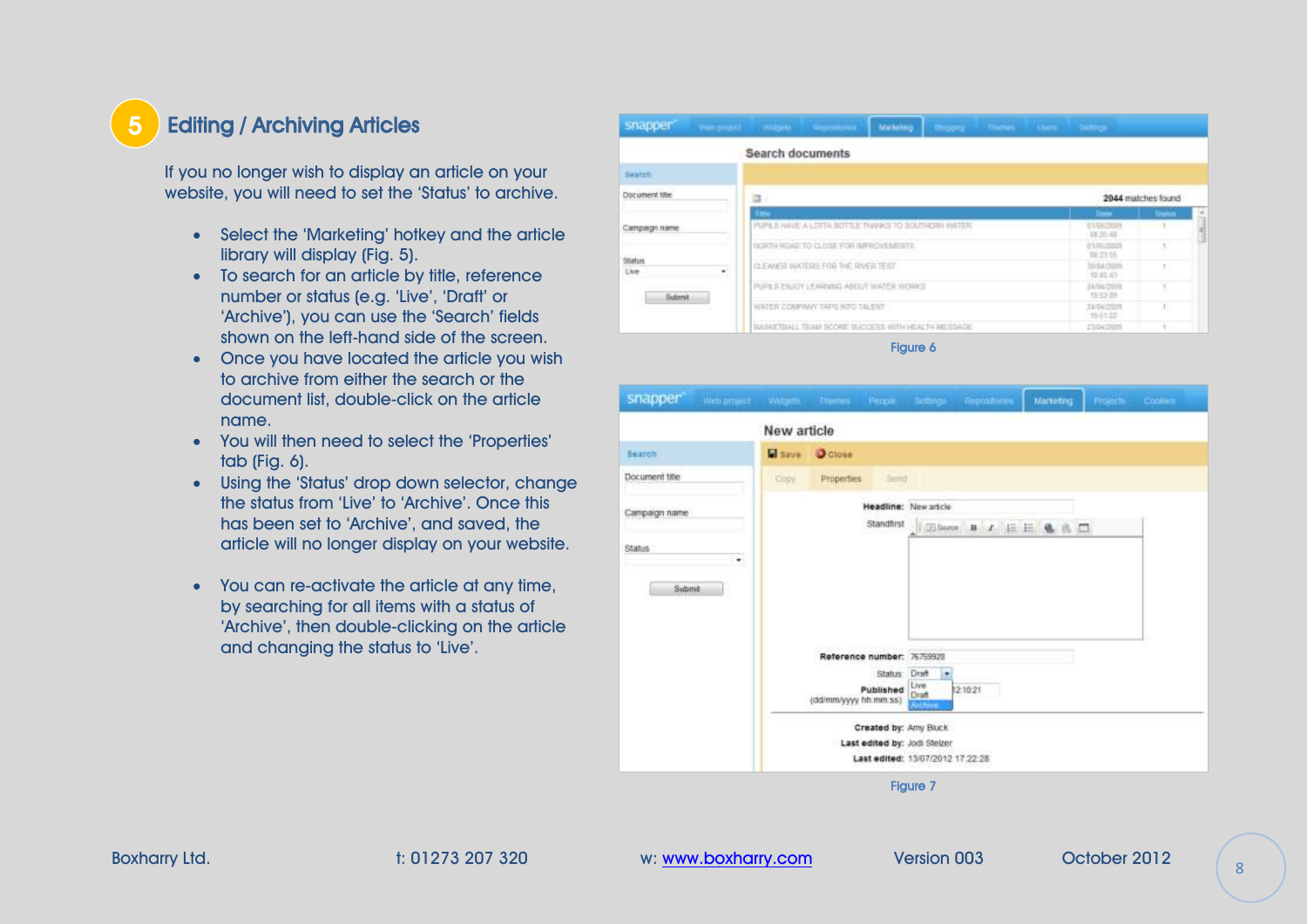## 5 Editing / Archiving Articles

If you no longer wish to display an article on your website, you will need to set the 'Status' to archive.

- Select the 'Marketing' hotkey and the article library will display (Fig. 5).
- To search for an article by title, reference number or status (e.g. 'Live', 'Draft' or 'Archive'), you can use the 'Search' fields shown on the left-hand side of the screen.
- Once you have located the article you wish to archive from either the search or the document list, double-click on the article name.
- You will then need to select the 'Properties' tab (Fig. 6).
- Using the 'Status' drop down selector, change the status from 'Live' to 'Archive'. Once this has been set to 'Archive', and saved, the article will no longer display on your website.

- You can re-activate the article at any time, by searching for all items with a status of 'Archive', then double-clicking on the article and changing the status to 'Live'.

Figure 6

Figure 7

Boxharry Ltd. t: 01273 207 320 w: www.boxharry.com Version 003 October 2012